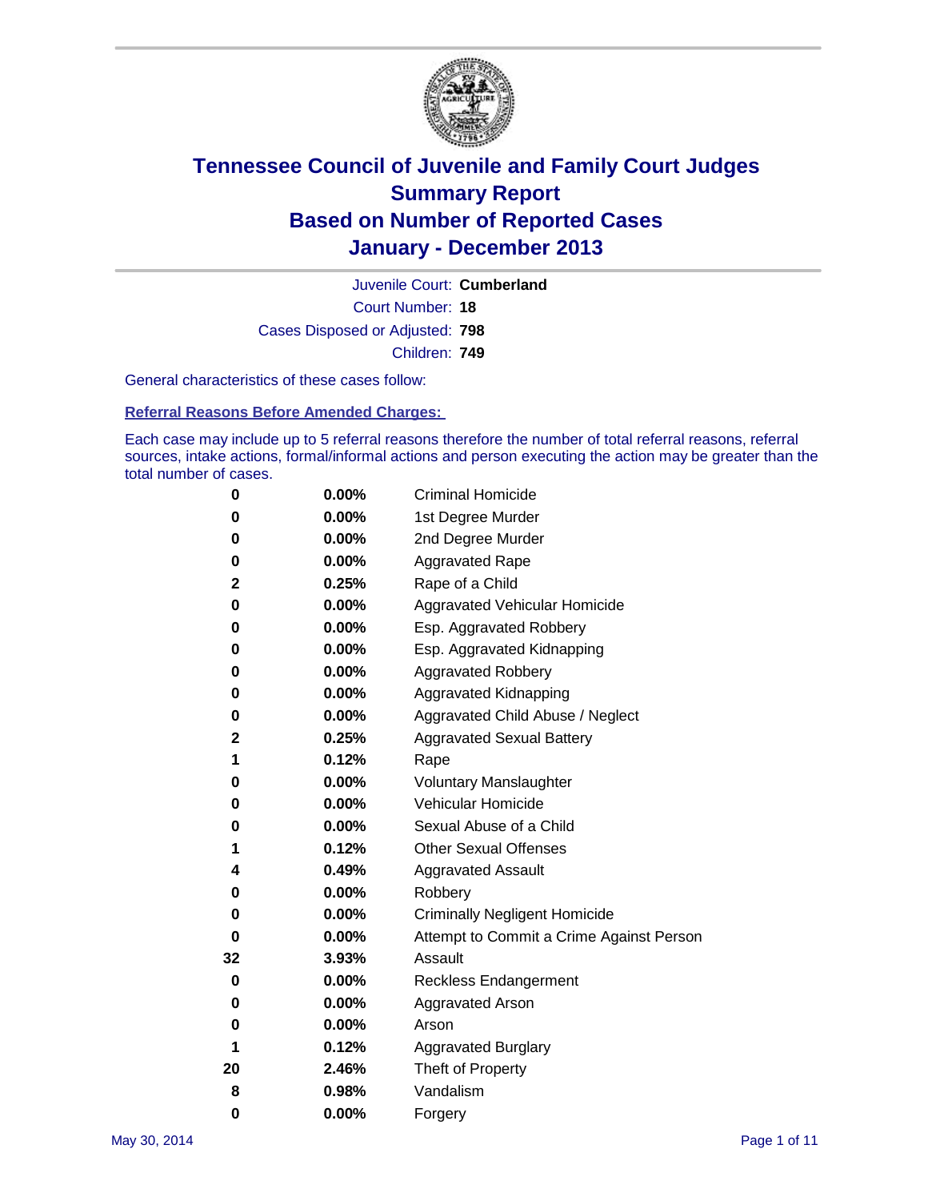# Tennessee Council of Juvenile and Family Court Judges
# Summary Report
# Based on Number of Reported Cases
# January - December 2013

Juvenile Court: **Cumberland**

Court Number: **18**

Cases Disposed or Adjusted: **798**

Children: **749**

General characteristics of these cases follow:

**Referral Reasons Before Amended Charges:**

Each case may include up to 5 referral reasons therefore the number of total referral reasons, referral sources, intake actions, formal/informal actions and person executing the action may be greater than the total number of cases.

| | | |
|---|---|---|
| 0 | 0.00% | Criminal Homicide |
| 0 | 0.00% | 1st Degree Murder |
| 0 | 0.00% | 2nd Degree Murder |
| 0 | 0.00% | Aggravated Rape |
| 2 | 0.25% | Rape of a Child |
| 0 | 0.00% | Aggravated Vehicular Homicide |
| 0 | 0.00% | Esp. Aggravated Robbery |
| 0 | 0.00% | Esp. Aggravated Kidnapping |
| 0 | 0.00% | Aggravated Robbery |
| 0 | 0.00% | Aggravated Kidnapping |
| 0 | 0.00% | Aggravated Child Abuse / Neglect |
| 2 | 0.25% | Aggravated Sexual Battery |
| 1 | 0.12% | Rape |
| 0 | 0.00% | Voluntary Manslaughter |
| 0 | 0.00% | Vehicular Homicide |
| 0 | 0.00% | Sexual Abuse of a Child |
| 1 | 0.12% | Other Sexual Offenses |
| 4 | 0.49% | Aggravated Assault |
| 0 | 0.00% | Robbery |
| 0 | 0.00% | Criminally Negligent Homicide |
| 0 | 0.00% | Attempt to Commit a Crime Against Person |
| 32 | 3.93% | Assault |
| 0 | 0.00% | Reckless Endangerment |
| 0 | 0.00% | Aggravated Arson |
| 0 | 0.00% | Arson |
| 1 | 0.12% | Aggravated Burglary |
| 20 | 2.46% | Theft of Property |
| 8 | 0.98% | Vandalism |
| 0 | 0.00% | Forgery |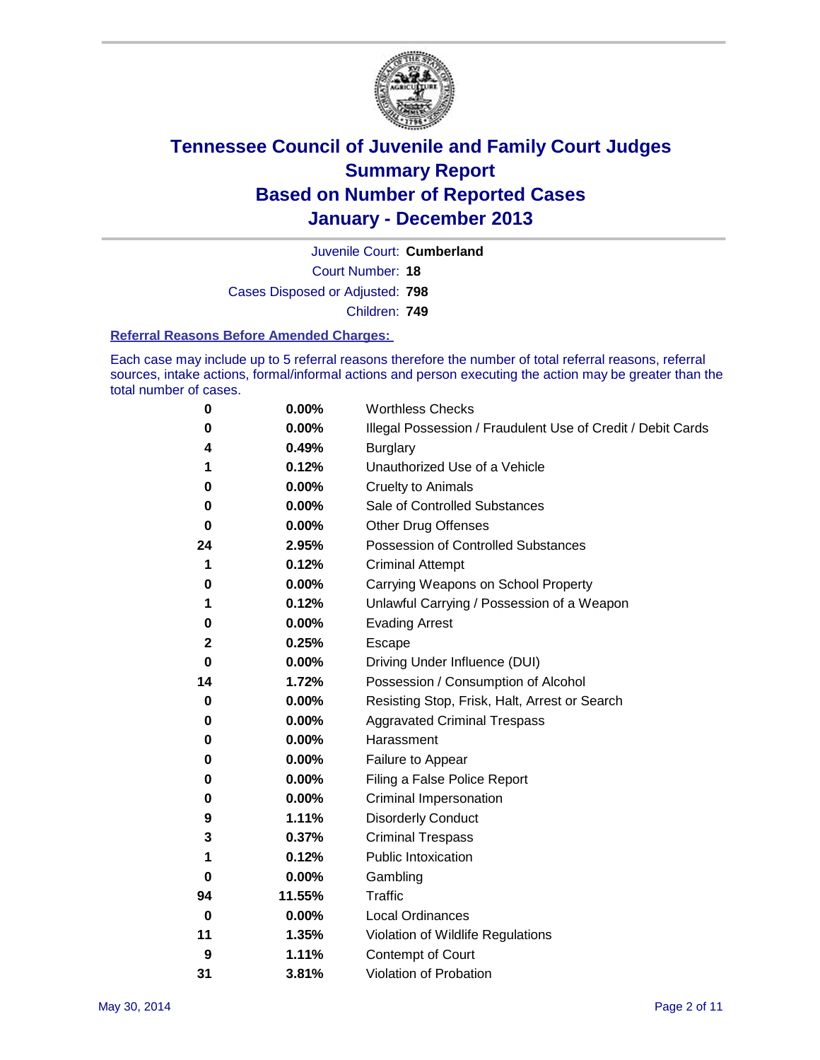# Tennessee Council of Juvenile and Family Court Judges
## Summary Report
## Based on Number of Reported Cases
## January - December 2013

Juvenile Court: **Cumberland**

Court Number: **18**

Cases Disposed or Adjusted: **798**

Children: **749**

### Referral Reasons Before Amended Charges:

Each case may include up to 5 referral reasons therefore the number of total referral reasons, referral sources, intake actions, formal/informal actions and person executing the action may be greater than the total number of cases.

| | | |
|---|---|---|
| **0** | **0.00%** | Worthless Checks |
| **0** | **0.00%** | Illegal Possession / Fraudulent Use of Credit / Debit Cards |
| **4** | **0.49%** | Burglary |
| **1** | **0.12%** | Unauthorized Use of a Vehicle |
| **0** | **0.00%** | Cruelty to Animals |
| **0** | **0.00%** | Sale of Controlled Substances |
| **0** | **0.00%** | Other Drug Offenses |
| **24** | **2.95%** | Possession of Controlled Substances |
| **1** | **0.12%** | Criminal Attempt |
| **0** | **0.00%** | Carrying Weapons on School Property |
| **1** | **0.12%** | Unlawful Carrying / Possession of a Weapon |
| **0** | **0.00%** | Evading Arrest |
| **2** | **0.25%** | Escape |
| **0** | **0.00%** | Driving Under Influence (DUI) |
| **14** | **1.72%** | Possession / Consumption of Alcohol |
| **0** | **0.00%** | Resisting Stop, Frisk, Halt, Arrest or Search |
| **0** | **0.00%** | Aggravated Criminal Trespass |
| **0** | **0.00%** | Harassment |
| **0** | **0.00%** | Failure to Appear |
| **0** | **0.00%** | Filing a False Police Report |
| **0** | **0.00%** | Criminal Impersonation |
| **9** | **1.11%** | Disorderly Conduct |
| **3** | **0.37%** | Criminal Trespass |
| **1** | **0.12%** | Public Intoxication |
| **0** | **0.00%** | Gambling |
| **94** | **11.55%** | Traffic |
| **0** | **0.00%** | Local Ordinances |
| **11** | **1.35%** | Violation of Wildlife Regulations |
| **9** | **1.11%** | Contempt of Court |
| **31** | **3.81%** | Violation of Probation |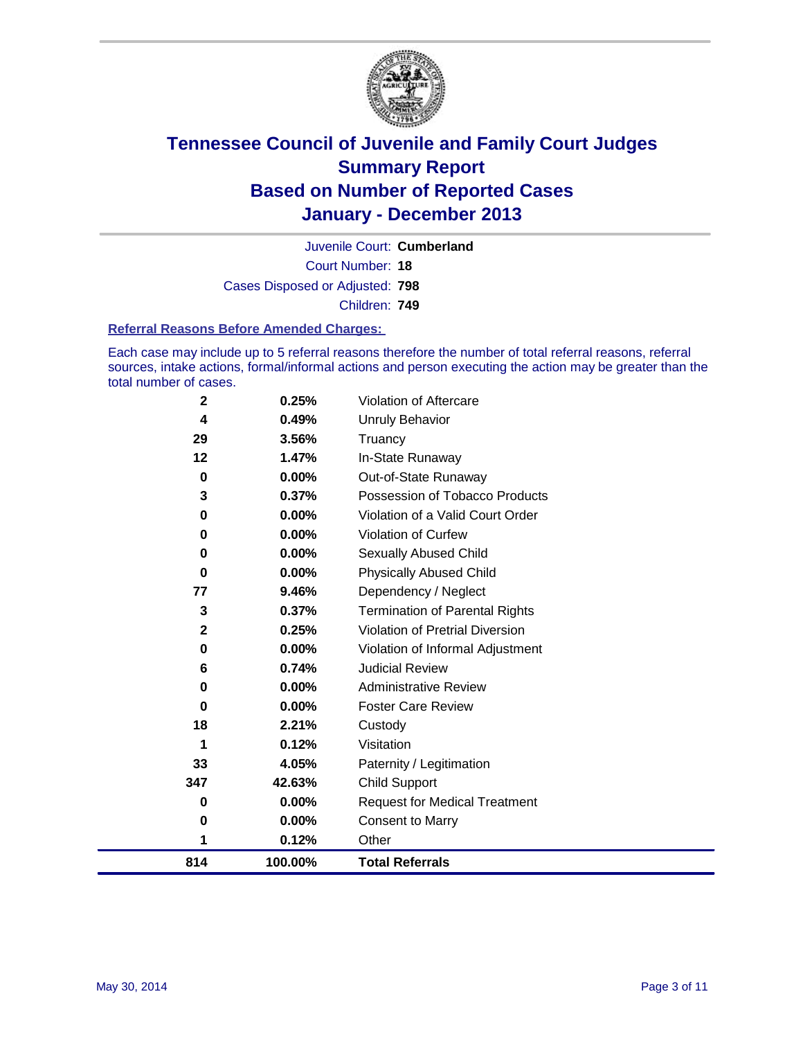# Tennessee Council of Juvenile and Family Court Judges
## Summary Report
## Based on Number of Reported Cases
## January - December 2013

Juvenile Court: **Cumberland**

Court Number: **18**

Cases Disposed or Adjusted: **798**

Children: **749**

### Referral Reasons Before Amended Charges:

Each case may include up to 5 referral reasons therefore the number of total referral reasons, referral sources, intake actions, formal/informal actions and person executing the action may be greater than the total number of cases.

| Count | Percent | Referral Reason |
|---|---|---|
| 2 | 0.25% | Violation of Aftercare |
| 4 | 0.49% | Unruly Behavior |
| 29 | 3.56% | Truancy |
| 12 | 1.47% | In-State Runaway |
| 0 | 0.00% | Out-of-State Runaway |
| 3 | 0.37% | Possession of Tobacco Products |
| 0 | 0.00% | Violation of a Valid Court Order |
| 0 | 0.00% | Violation of Curfew |
| 0 | 0.00% | Sexually Abused Child |
| 0 | 0.00% | Physically Abused Child |
| 77 | 9.46% | Dependency / Neglect |
| 3 | 0.37% | Termination of Parental Rights |
| 2 | 0.25% | Violation of Pretrial Diversion |
| 0 | 0.00% | Violation of Informal Adjustment |
| 6 | 0.74% | Judicial Review |
| 0 | 0.00% | Administrative Review |
| 0 | 0.00% | Foster Care Review |
| 18 | 2.21% | Custody |
| 1 | 0.12% | Visitation |
| 33 | 4.05% | Paternity / Legitimation |
| 347 | 42.63% | Child Support |
| 0 | 0.00% | Request for Medical Treatment |
| 0 | 0.00% | Consent to Marry |
| 1 | 0.12% | Other |
| **814** | **100.00%** | **Total Referrals** |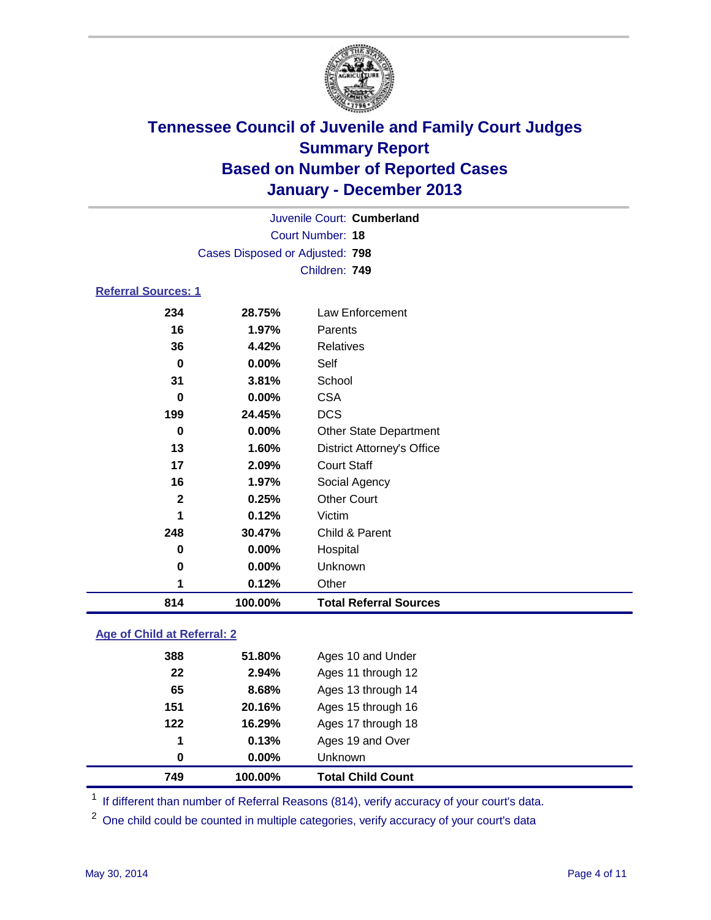# Tennessee Council of Juvenile and Family Court Judges
## Summary Report
## Based on Number of Reported Cases
## January - December 2013

Juvenile Court: **Cumberland**
Court Number: **18**
Cases Disposed or Adjusted: **798**
Children: **749**

### Referral Sources: 1

| Count | Percent | Source |
|---|---|---|
| 234 | 28.75% | Law Enforcement |
| 16 | 1.97% | Parents |
| 36 | 4.42% | Relatives |
| 0 | 0.00% | Self |
| 31 | 3.81% | School |
| 0 | 0.00% | CSA |
| 199 | 24.45% | DCS |
| 0 | 0.00% | Other State Department |
| 13 | 1.60% | District Attorney's Office |
| 17 | 2.09% | Court Staff |
| 16 | 1.97% | Social Agency |
| 2 | 0.25% | Other Court |
| 1 | 0.12% | Victim |
| 248 | 30.47% | Child & Parent |
| 0 | 0.00% | Hospital |
| 0 | 0.00% | Unknown |
| 1 | 0.12% | Other |
| **814** | **100.00%** | **Total Referral Sources** |

### Age of Child at Referral: 2

| Count | Percent | Age |
|---|---|---|
| 388 | 51.80% | Ages 10 and Under |
| 22 | 2.94% | Ages 11 through 12 |
| 65 | 8.68% | Ages 13 through 14 |
| 151 | 20.16% | Ages 15 through 16 |
| 122 | 16.29% | Ages 17 through 18 |
| 1 | 0.13% | Ages 19 and Over |
| 0 | 0.00% | Unknown |
| **749** | **100.00%** | **Total Child Count** |

[1] If different than number of Referral Reasons (814), verify accuracy of your court's data.

[2] One child could be counted in multiple categories, verify accuracy of your court's data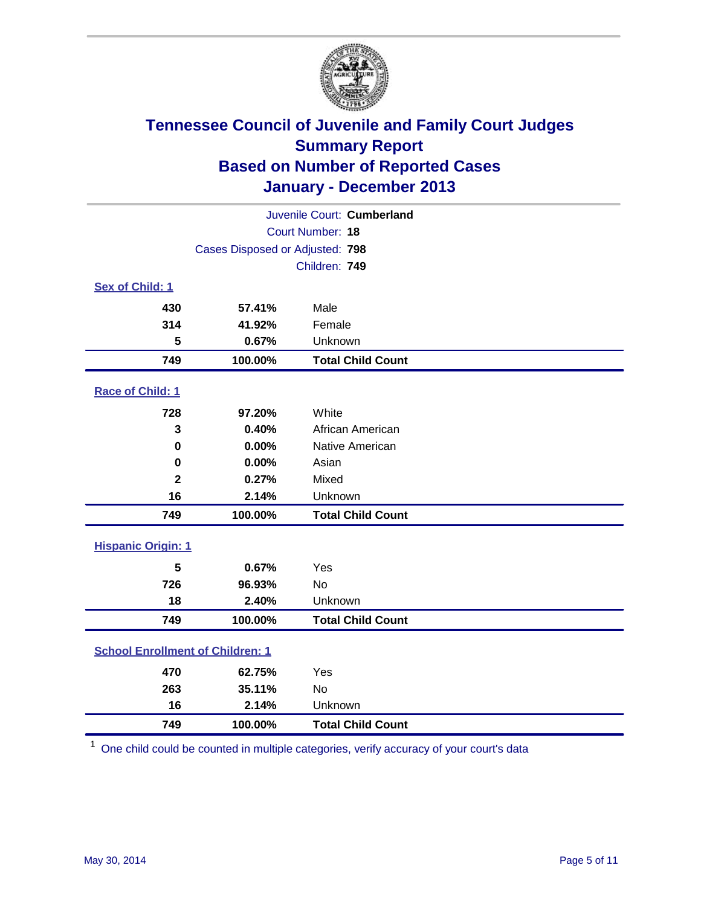# Tennessee Council of Juvenile and Family Court Judges
## Summary Report
## Based on Number of Reported Cases
## January - December 2013

Juvenile Court: **Cumberland**

Court Number: **18**

Cases Disposed or Adjusted: **798**

Children: **749**

### Sex of Child: 1

| Count | Percent | Category |
|---|---|---|
| 430 | 57.41% | Male |
| 314 | 41.92% | Female |
| 5 | 0.67% | Unknown |
| **749** | **100.00%** | **Total Child Count** |

### Race of Child: 1

| Count | Percent | Category |
|---|---|---|
| 728 | 97.20% | White |
| 3 | 0.40% | African American |
| 0 | 0.00% | Native American |
| 0 | 0.00% | Asian |
| 2 | 0.27% | Mixed |
| 16 | 2.14% | Unknown |
| **749** | **100.00%** | **Total Child Count** |

### Hispanic Origin: 1

| Count | Percent | Category |
|---|---|---|
| 5 | 0.67% | Yes |
| 726 | 96.93% | No |
| 18 | 2.40% | Unknown |
| **749** | **100.00%** | **Total Child Count** |

### School Enrollment of Children: 1

| Count | Percent | Category |
|---|---|---|
| 470 | 62.75% | Yes |
| 263 | 35.11% | No |
| 16 | 2.14% | Unknown |
| **749** | **100.00%** | **Total Child Count** |

[1] One child could be counted in multiple categories, verify accuracy of your court's data

May 30, 2014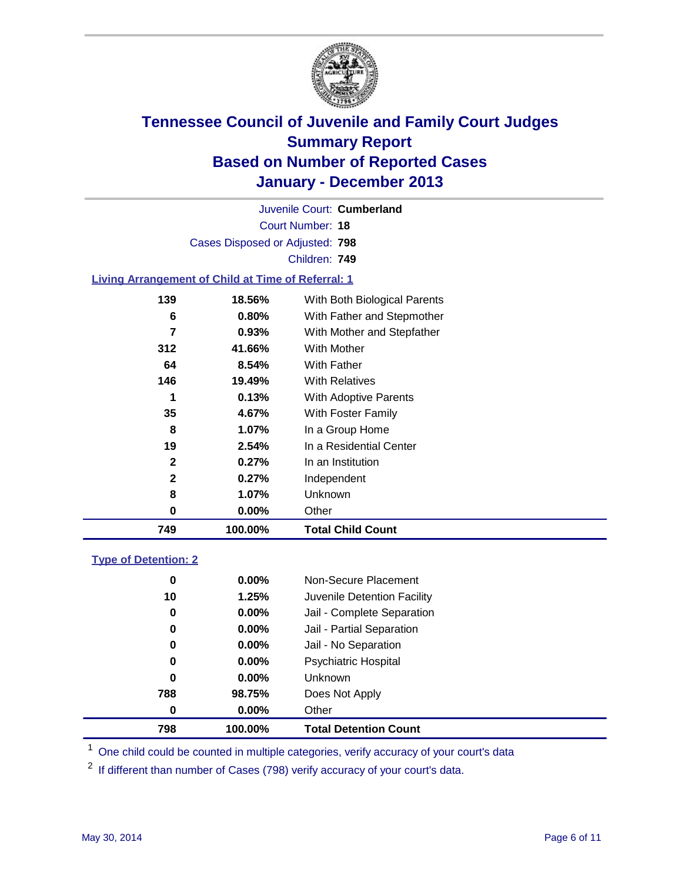# Tennessee Council of Juvenile and Family Court Judges
## Summary Report
## Based on Number of Reported Cases
## January - December 2013

Juvenile Court: **Cumberland**

Court Number: **18**

Cases Disposed or Adjusted: **798**

Children: **749**

### Living Arrangement of Child at Time of Referral: 1

| Count | Percent | Category |
|---|---|---|
| 139 | 18.56% | With Both Biological Parents |
| 6 | 0.80% | With Father and Stepmother |
| 7 | 0.93% | With Mother and Stepfather |
| 312 | 41.66% | With Mother |
| 64 | 8.54% | With Father |
| 146 | 19.49% | With Relatives |
| 1 | 0.13% | With Adoptive Parents |
| 35 | 4.67% | With Foster Family |
| 8 | 1.07% | In a Group Home |
| 19 | 2.54% | In a Residential Center |
| 2 | 0.27% | In an Institution |
| 2 | 0.27% | Independent |
| 8 | 1.07% | Unknown |
| 0 | 0.00% | Other |
| **749** | **100.00%** | **Total Child Count** |

### Type of Detention: 2

| Count | Percent | Category |
|---|---|---|
| 0 | 0.00% | Non-Secure Placement |
| 10 | 1.25% | Juvenile Detention Facility |
| 0 | 0.00% | Jail - Complete Separation |
| 0 | 0.00% | Jail - Partial Separation |
| 0 | 0.00% | Jail - No Separation |
| 0 | 0.00% | Psychiatric Hospital |
| 0 | 0.00% | Unknown |
| 788 | 98.75% | Does Not Apply |
| 0 | 0.00% | Other |
| **798** | **100.00%** | **Total Detention Count** |

[1] One child could be counted in multiple categories, verify accuracy of your court's data

[2] If different than number of Cases (798) verify accuracy of your court's data.

May 30, 2014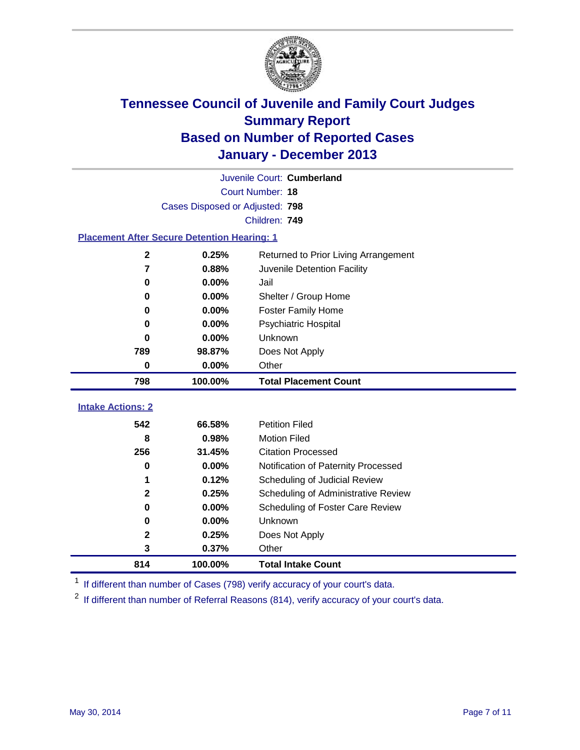# Tennessee Council of Juvenile and Family Court Judges
## Summary Report
## Based on Number of Reported Cases
## January - December 2013

Juvenile Court: **Cumberland**

Court Number: **18**

Cases Disposed or Adjusted: **798**

Children: **749**

### Placement After Secure Detention Hearing: 1

| Count | Percent | Placement |
|---|---|---|
| 2 | 0.25% | Returned to Prior Living Arrangement |
| 7 | 0.88% | Juvenile Detention Facility |
| 0 | 0.00% | Jail |
| 0 | 0.00% | Shelter / Group Home |
| 0 | 0.00% | Foster Family Home |
| 0 | 0.00% | Psychiatric Hospital |
| 0 | 0.00% | Unknown |
| 789 | 98.87% | Does Not Apply |
| 0 | 0.00% | Other |
| **798** | **100.00%** | **Total Placement Count** |

### Intake Actions: 2

| Count | Percent | Intake Action |
|---|---|---|
| 542 | 66.58% | Petition Filed |
| 8 | 0.98% | Motion Filed |
| 256 | 31.45% | Citation Processed |
| 0 | 0.00% | Notification of Paternity Processed |
| 1 | 0.12% | Scheduling of Judicial Review |
| 2 | 0.25% | Scheduling of Administrative Review |
| 0 | 0.00% | Scheduling of Foster Care Review |
| 0 | 0.00% | Unknown |
| 2 | 0.25% | Does Not Apply |
| 3 | 0.37% | Other |
| **814** | **100.00%** | **Total Intake Count** |

[1] If different than number of Cases (798) verify accuracy of your court's data.

[2] If different than number of Referral Reasons (814), verify accuracy of your court's data.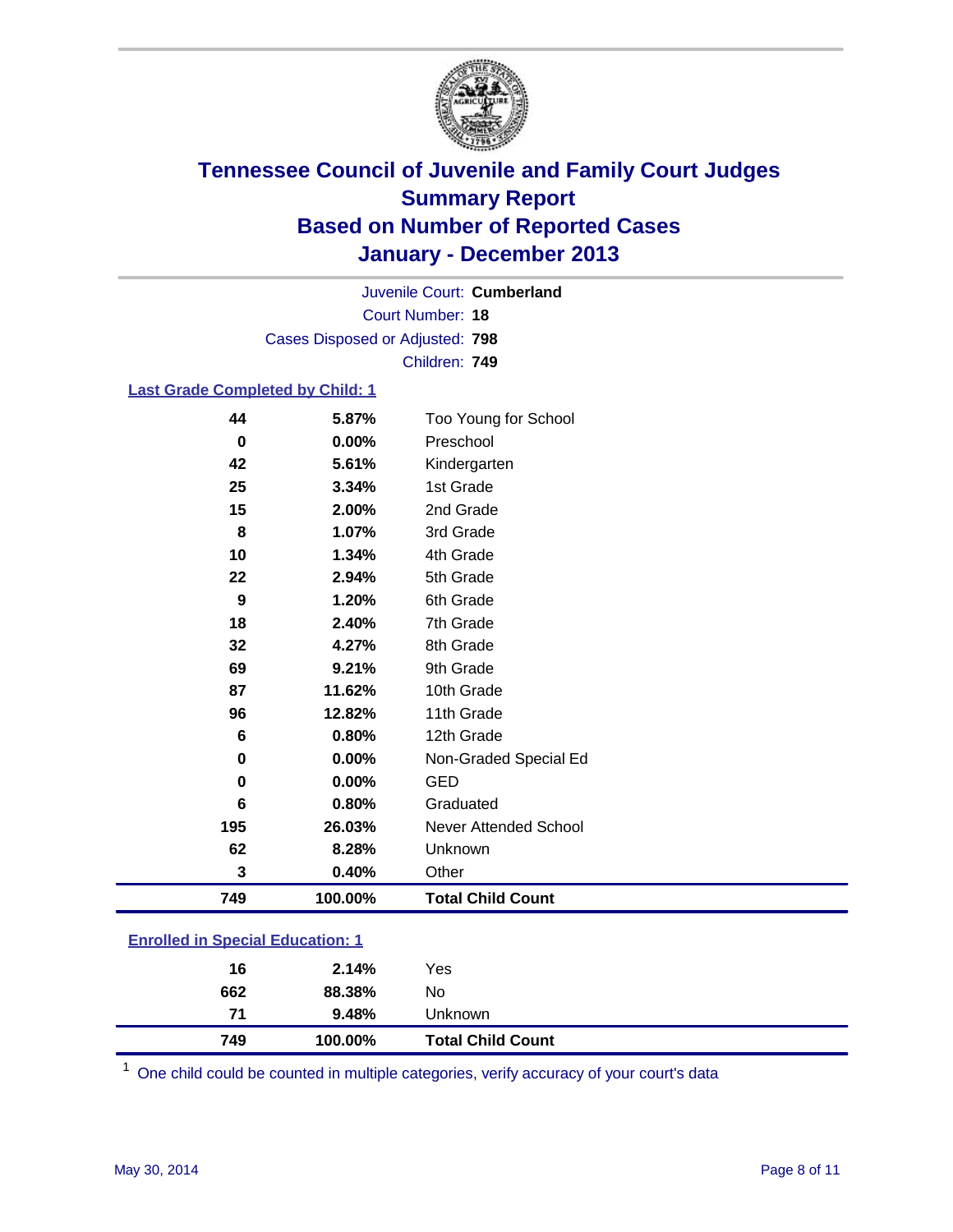# Tennessee Council of Juvenile and Family Court Judges
## Summary Report
## Based on Number of Reported Cases
## January - December 2013

Juvenile Court: **Cumberland**
Court Number: **18**
Cases Disposed or Adjusted: **798**
Children: **749**

### Last Grade Completed by Child: 1

| | | |
|---|---|---|
| 44 | 5.87% | Too Young for School |
| 0 | 0.00% | Preschool |
| 42 | 5.61% | Kindergarten |
| 25 | 3.34% | 1st Grade |
| 15 | 2.00% | 2nd Grade |
| 8 | 1.07% | 3rd Grade |
| 10 | 1.34% | 4th Grade |
| 22 | 2.94% | 5th Grade |
| 9 | 1.20% | 6th Grade |
| 18 | 2.40% | 7th Grade |
| 32 | 4.27% | 8th Grade |
| 69 | 9.21% | 9th Grade |
| 87 | 11.62% | 10th Grade |
| 96 | 12.82% | 11th Grade |
| 6 | 0.80% | 12th Grade |
| 0 | 0.00% | Non-Graded Special Ed |
| 0 | 0.00% | GED |
| 6 | 0.80% | Graduated |
| 195 | 26.03% | Never Attended School |
| 62 | 8.28% | Unknown |
| 3 | 0.40% | Other |
| **749** | **100.00%** | **Total Child Count** |

### Enrolled in Special Education: 1

| | | |
|---|---|---|
| 16 | 2.14% | Yes |
| 662 | 88.38% | No |
| 71 | 9.48% | Unknown |
| **749** | **100.00%** | **Total Child Count** |

[1] One child could be counted in multiple categories, verify accuracy of your court's data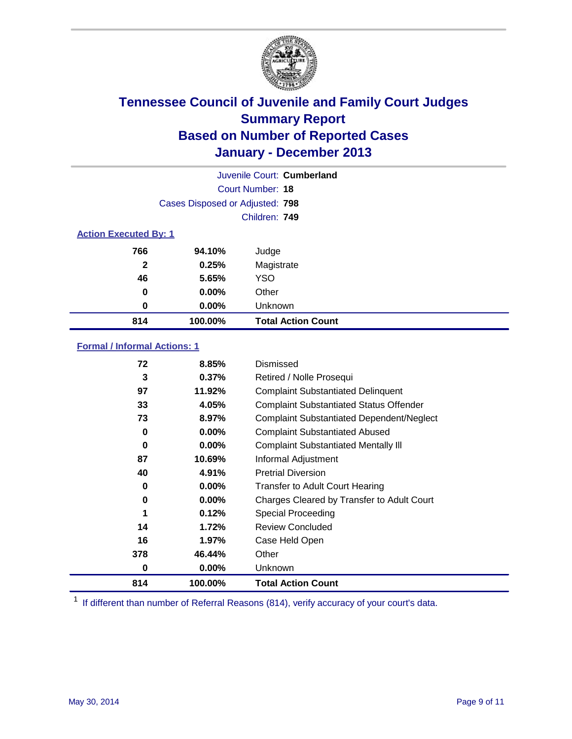# Tennessee Council of Juvenile and Family Court Judges
## Summary Report
## Based on Number of Reported Cases
## January - December 2013

Juvenile Court: **Cumberland**

Court Number: **18**

Cases Disposed or Adjusted: **798**

Children: **749**

### Action Executed By: 1

| Count | Percent | Action |
|---|---|---|
| 766 | 94.10% | Judge |
| 2 | 0.25% | Magistrate |
| 46 | 5.65% | YSO |
| 0 | 0.00% | Other |
| 0 | 0.00% | Unknown |
| **814** | **100.00%** | **Total Action Count** |

### Formal / Informal Actions: 1

| Count | Percent | Action |
|---|---|---|
| 72 | 8.85% | Dismissed |
| 3 | 0.37% | Retired / Nolle Prosequi |
| 97 | 11.92% | Complaint Substantiated Delinquent |
| 33 | 4.05% | Complaint Substantiated Status Offender |
| 73 | 8.97% | Complaint Substantiated Dependent/Neglect |
| 0 | 0.00% | Complaint Substantiated Abused |
| 0 | 0.00% | Complaint Substantiated Mentally Ill |
| 87 | 10.69% | Informal Adjustment |
| 40 | 4.91% | Pretrial Diversion |
| 0 | 0.00% | Transfer to Adult Court Hearing |
| 0 | 0.00% | Charges Cleared by Transfer to Adult Court |
| 1 | 0.12% | Special Proceeding |
| 14 | 1.72% | Review Concluded |
| 16 | 1.97% | Case Held Open |
| 378 | 46.44% | Other |
| 0 | 0.00% | Unknown |
| **814** | **100.00%** | **Total Action Count** |

[1] If different than number of Referral Reasons (814), verify accuracy of your court's data.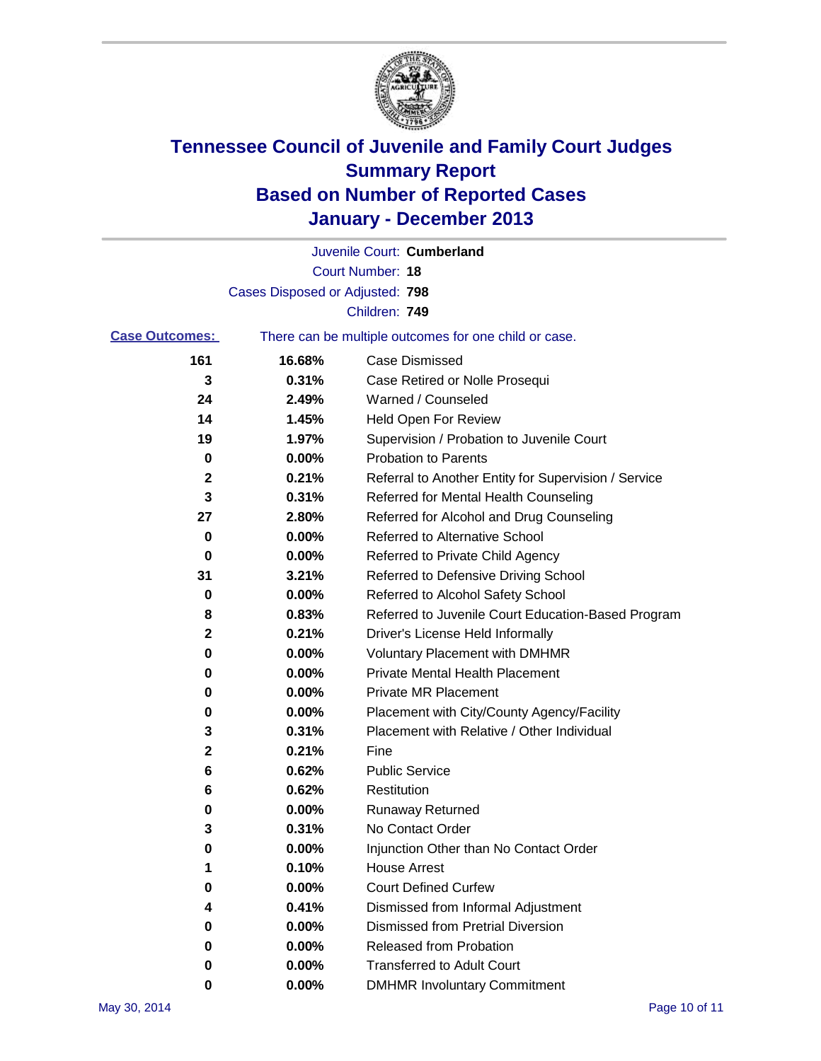# Tennessee Council of Juvenile and Family Court Judges
# Summary Report
# Based on Number of Reported Cases
# January - December 2013

Juvenile Court: **Cumberland**

Court Number: **18**

Cases Disposed or Adjusted: **798**

Children: **749**

**Case Outcomes:** There can be multiple outcomes for one child or case.

| | | |
|---|---|---|
| **161** | **16.68%** | Case Dismissed |
| **3** | **0.31%** | Case Retired or Nolle Prosequi |
| **24** | **2.49%** | Warned / Counseled |
| **14** | **1.45%** | Held Open For Review |
| **19** | **1.97%** | Supervision / Probation to Juvenile Court |
| **0** | **0.00%** | Probation to Parents |
| **2** | **0.21%** | Referral to Another Entity for Supervision / Service |
| **3** | **0.31%** | Referred for Mental Health Counseling |
| **27** | **2.80%** | Referred for Alcohol and Drug Counseling |
| **0** | **0.00%** | Referred to Alternative School |
| **0** | **0.00%** | Referred to Private Child Agency |
| **31** | **3.21%** | Referred to Defensive Driving School |
| **0** | **0.00%** | Referred to Alcohol Safety School |
| **8** | **0.83%** | Referred to Juvenile Court Education-Based Program |
| **2** | **0.21%** | Driver's License Held Informally |
| **0** | **0.00%** | Voluntary Placement with DMHMR |
| **0** | **0.00%** | Private Mental Health Placement |
| **0** | **0.00%** | Private MR Placement |
| **0** | **0.00%** | Placement with City/County Agency/Facility |
| **3** | **0.31%** | Placement with Relative / Other Individual |
| **2** | **0.21%** | Fine |
| **6** | **0.62%** | Public Service |
| **6** | **0.62%** | Restitution |
| **0** | **0.00%** | Runaway Returned |
| **3** | **0.31%** | No Contact Order |
| **0** | **0.00%** | Injunction Other than No Contact Order |
| **1** | **0.10%** | House Arrest |
| **0** | **0.00%** | Court Defined Curfew |
| **4** | **0.41%** | Dismissed from Informal Adjustment |
| **0** | **0.00%** | Dismissed from Pretrial Diversion |
| **0** | **0.00%** | Released from Probation |
| **0** | **0.00%** | Transferred to Adult Court |
| **0** | **0.00%** | DMHMR Involuntary Commitment |

May 30, 2014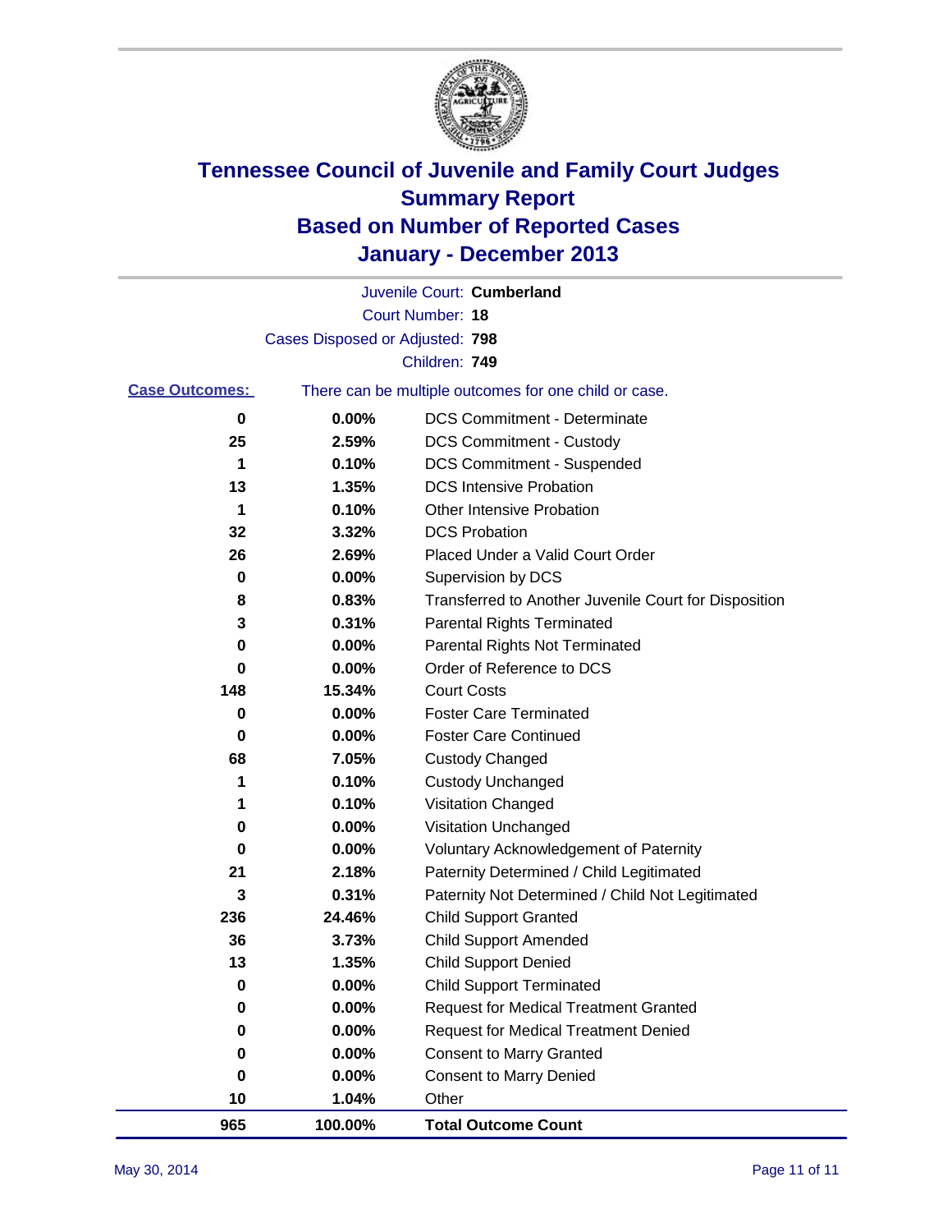# Tennessee Council of Juvenile and Family Court Judges
## Summary Report
## Based on Number of Reported Cases
## January - December 2013

Juvenile Court: **Cumberland**
Court Number: **18**
Cases Disposed or Adjusted: **798**
Children: **749**

**Case Outcomes:** There can be multiple outcomes for one child or case.

| | | |
|---|---|---|
| 0 | 0.00% | DCS Commitment - Determinate |
| 25 | 2.59% | DCS Commitment - Custody |
| 1 | 0.10% | DCS Commitment - Suspended |
| 13 | 1.35% | DCS Intensive Probation |
| 1 | 0.10% | Other Intensive Probation |
| 32 | 3.32% | DCS Probation |
| 26 | 2.69% | Placed Under a Valid Court Order |
| 0 | 0.00% | Supervision by DCS |
| 8 | 0.83% | Transferred to Another Juvenile Court for Disposition |
| 3 | 0.31% | Parental Rights Terminated |
| 0 | 0.00% | Parental Rights Not Terminated |
| 0 | 0.00% | Order of Reference to DCS |
| 148 | 15.34% | Court Costs |
| 0 | 0.00% | Foster Care Terminated |
| 0 | 0.00% | Foster Care Continued |
| 68 | 7.05% | Custody Changed |
| 1 | 0.10% | Custody Unchanged |
| 1 | 0.10% | Visitation Changed |
| 0 | 0.00% | Visitation Unchanged |
| 0 | 0.00% | Voluntary Acknowledgement of Paternity |
| 21 | 2.18% | Paternity Determined / Child Legitimated |
| 3 | 0.31% | Paternity Not Determined / Child Not Legitimated |
| 236 | 24.46% | Child Support Granted |
| 36 | 3.73% | Child Support Amended |
| 13 | 1.35% | Child Support Denied |
| 0 | 0.00% | Child Support Terminated |
| 0 | 0.00% | Request for Medical Treatment Granted |
| 0 | 0.00% | Request for Medical Treatment Denied |
| 0 | 0.00% | Consent to Marry Granted |
| 0 | 0.00% | Consent to Marry Denied |
| 10 | 1.04% | Other |
| **965** | **100.00%** | **Total Outcome Count** |